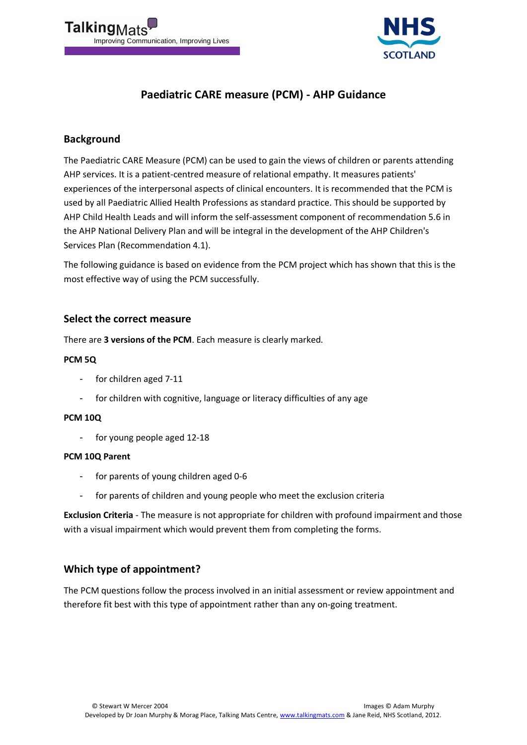# Paediatric CARE measure (PCM) - AHP Guidance

## Background

The Paediatric CARE Measure (PCM) can be used to gain the views of children or parents attending AHP services. It is a patient-centred measure of relational empathy. It measures patients' experiences of the interpersonal aspects of clinical encounters. It is recommended that the PCM is used by all Paediatric Allied Health Professions as standard practice. This should be supported by AHP Child Health Leads and will inform the self-assessment component of recommendation 5.6 in the AHP National Delivery Plan and will be integral in the development of the AHP Children's Services Plan (Recommendation 4.1).

The following guidance is based on evidence from the PCM project which has shown that this is the most effective way of using the PCM successfully.

## Select the correct measure

There are **3 versions of the PCM**. Each measure is clearly marked.

**PCM 5Q**

- for children aged 7-11
- for children with cognitive, language or literacy difficulties of any age

**PCM 10Q**

- for young people aged 12-18

**PCM 10Q Parent**

- for parents of young children aged 0-6
- for parents of children and young people who meet the exclusion criteria

**Exclusion Criteria** - The measure is not appropriate for children with profound impairment and those with a visual impairment which would prevent them from completing the forms.

## Which type of appointment?

The PCM questions follow the process involved in an initial assessment or review appointment and therefore fit best with this type of appointment rather than any on-going treatment.

© Stewart W Mercer 2004 Images © Adam Murphy
Developed by Dr Joan Murphy & Morag Place, Talking Mats Centre, www.talkingmats.com & Jane Reid, NHS Scotland, 2012.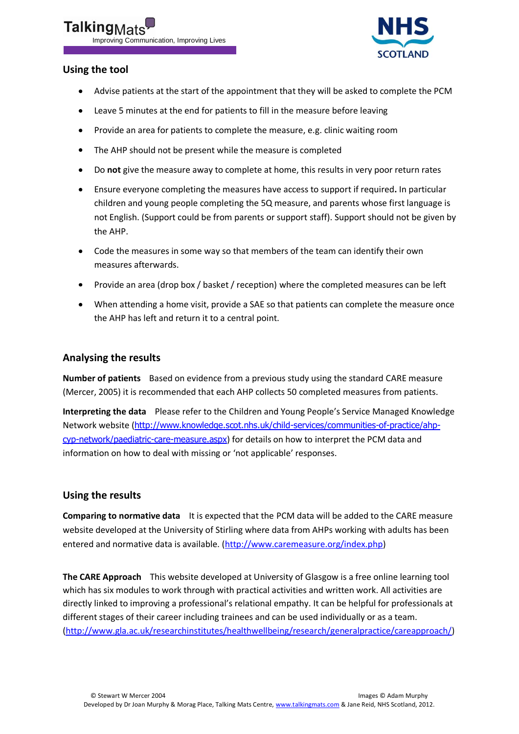## Using the tool

- Advise patients at the start of the appointment that they will be asked to complete the PCM
- Leave 5 minutes at the end for patients to fill in the measure before leaving
- Provide an area for patients to complete the measure, e.g. clinic waiting room
- The AHP should not be present while the measure is completed
- Do **not** give the measure away to complete at home, this results in very poor return rates
- Ensure everyone completing the measures have access to support if required**.** In particular children and young people completing the 5Q measure, and parents whose first language is not English. (Support could be from parents or support staff). Support should not be given by the AHP.
- Code the measures in some way so that members of the team can identify their own measures afterwards.
- Provide an area (drop box / basket / reception) where the completed measures can be left
- When attending a home visit, provide a SAE so that patients can complete the measure once the AHP has left and return it to a central point.

## Analysing the results

**Number of patients** Based on evidence from a previous study using the standard CARE measure (Mercer, 2005) it is recommended that each AHP collects 50 completed measures from patients.

**Interpreting the data** Please refer to the Children and Young People's Service Managed Knowledge Network website (http://www.knowledge.scot.nhs.uk/child-services/communities-of-practice/ahp-cyp-network/paediatric-care-measure.aspx) for details on how to interpret the PCM data and information on how to deal with missing or 'not applicable' responses.

## Using the results

**Comparing to normative data** It is expected that the PCM data will be added to the CARE measure website developed at the University of Stirling where data from AHPs working with adults has been entered and normative data is available. (http://www.caremeasure.org/index.php)

**The CARE Approach** This website developed at University of Glasgow is a free online learning tool which has six modules to work through with practical activities and written work. All activities are directly linked to improving a professional's relational empathy. It can be helpful for professionals at different stages of their career including trainees and can be used individually or as a team. (http://www.gla.ac.uk/researchinstitutes/healthwellbeing/research/generalpractice/careapproach/)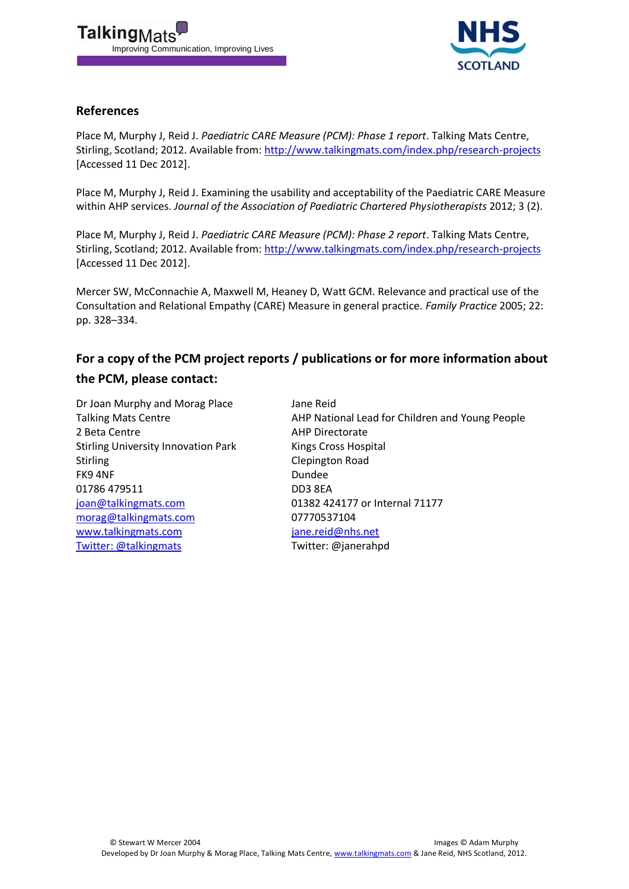## References

Place M, Murphy J, Reid J. *Paediatric CARE Measure (PCM): Phase 1 report*. Talking Mats Centre, Stirling, Scotland; 2012. Available from: http://www.talkingmats.com/index.php/research-projects [Accessed 11 Dec 2012].

Place M, Murphy J, Reid J. Examining the usability and acceptability of the Paediatric CARE Measure within AHP services. *Journal of the Association of Paediatric Chartered Physiotherapists* 2012; 3 (2).

Place M, Murphy J, Reid J. *Paediatric CARE Measure (PCM): Phase 2 report*. Talking Mats Centre, Stirling, Scotland; 2012. Available from: http://www.talkingmats.com/index.php/research-projects [Accessed 11 Dec 2012].

Mercer SW, McConnachie A, Maxwell M, Heaney D, Watt GCM. Relevance and practical use of the Consultation and Relational Empathy (CARE) Measure in general practice. *Family Practice* 2005; 22: pp. 328–334.

## For a copy of the PCM project reports / publications or for more information about the PCM, please contact:

Dr Joan Murphy and Morag Place
Talking Mats Centre
2 Beta Centre
Stirling University Innovation Park
Stirling
FK9 4NF
01786 479511
joan@talkingmats.com
morag@talkingmats.com
www.talkingmats.com
Twitter: @talkingmats

Jane Reid
AHP National Lead for Children and Young People
AHP Directorate
Kings Cross Hospital
Clepington Road
Dundee
DD3 8EA
01382 424177 or Internal 71177
07770537104
jane.reid@nhs.net
Twitter: @janerahpd

© Stewart W Mercer 2004 Images © Adam Murphy
Developed by Dr Joan Murphy & Morag Place, Talking Mats Centre, www.talkingmats.com & Jane Reid, NHS Scotland, 2012.